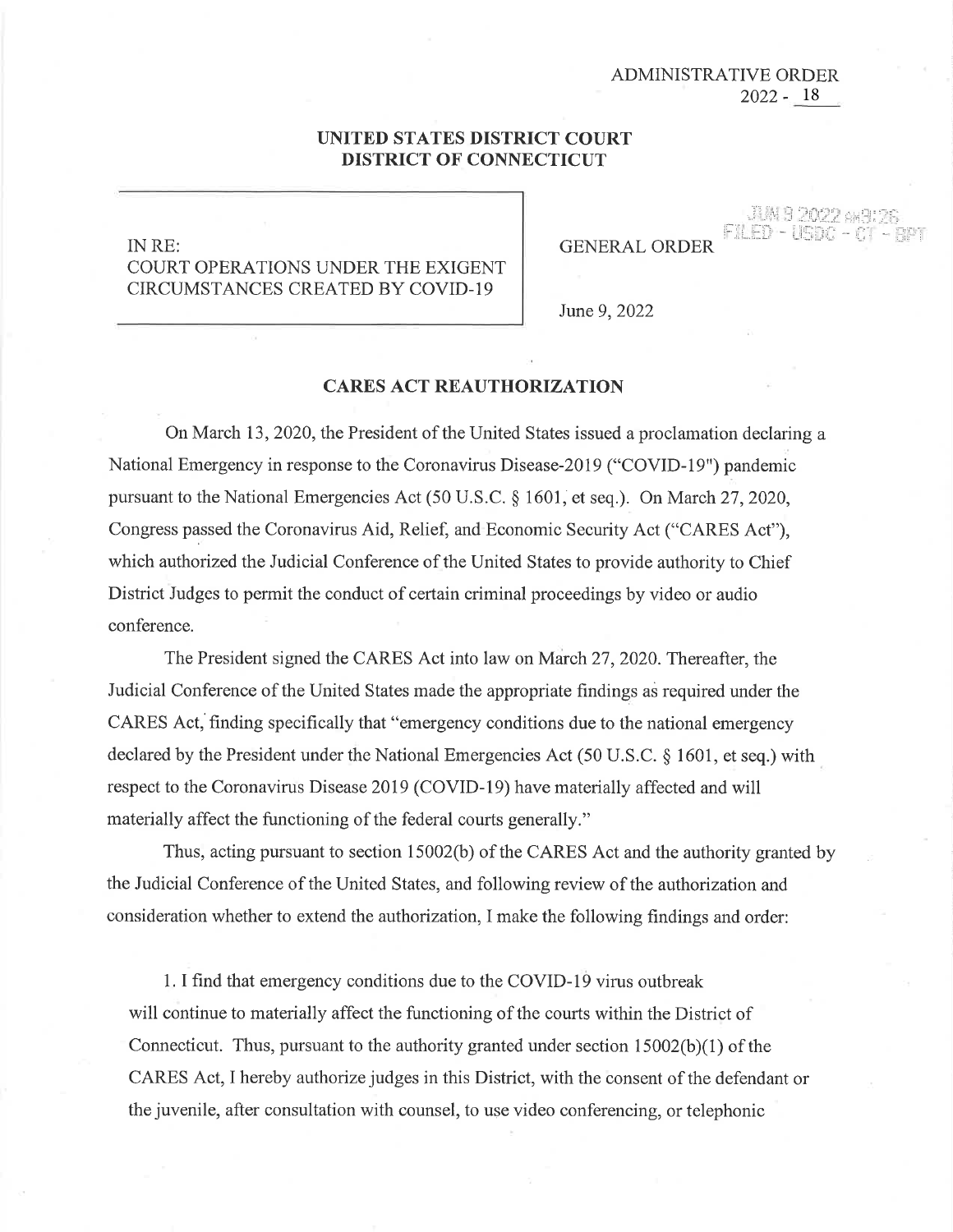ADMINISTRATIVE ORDER
2022 - 18

**UNITED STATES DISTRICT COURT**
**DISTRICT OF CONNECTICUT**

IN RE:
COURT OPERATIONS UNDER THE EXIGENT CIRCUMSTANCES CREATED BY COVID-19

GENERAL ORDER

JUN 9 2022 AM9:26
FILED - USDC - CT - BPT

June 9, 2022

## CARES ACT REAUTHORIZATION

On March 13, 2020, the President of the United States issued a proclamation declaring a National Emergency in response to the Coronavirus Disease-2019 ("COVID-19") pandemic pursuant to the National Emergencies Act (50 U.S.C. § 1601, et seq.). On March 27, 2020, Congress passed the Coronavirus Aid, Relief, and Economic Security Act ("CARES Act"), which authorized the Judicial Conference of the United States to provide authority to Chief District Judges to permit the conduct of certain criminal proceedings by video or audio conference.

The President signed the CARES Act into law on March 27, 2020. Thereafter, the Judicial Conference of the United States made the appropriate findings as required under the CARES Act, finding specifically that "emergency conditions due to the national emergency declared by the President under the National Emergencies Act (50 U.S.C. § 1601, et seq.) with respect to the Coronavirus Disease 2019 (COVID-19) have materially affected and will materially affect the functioning of the federal courts generally."

Thus, acting pursuant to section 15002(b) of the CARES Act and the authority granted by the Judicial Conference of the United States, and following review of the authorization and consideration whether to extend the authorization, I make the following findings and order:

1. I find that emergency conditions due to the COVID-19 virus outbreak will continue to materially affect the functioning of the courts within the District of Connecticut. Thus, pursuant to the authority granted under section 15002(b)(1) of the CARES Act, I hereby authorize judges in this District, with the consent of the defendant or the juvenile, after consultation with counsel, to use video conferencing, or telephonic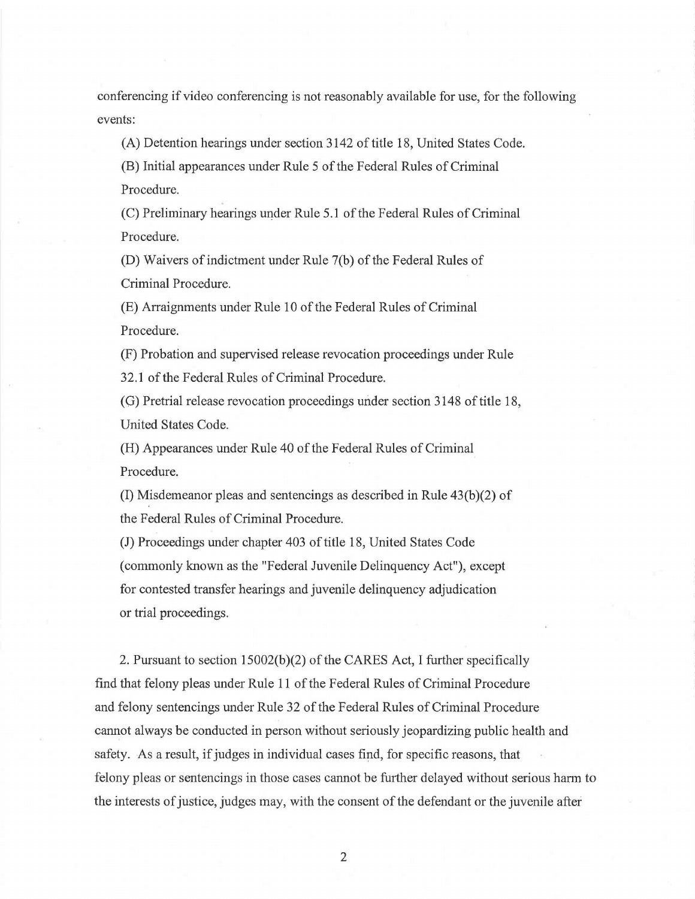conferencing if video conferencing is not reasonably available for use, for the following events:

(A) Detention hearings under section 3142 of title 18, United States Code.

(B) Initial appearances under Rule 5 of the Federal Rules of Criminal Procedure.

(C) Preliminary hearings under Rule 5.1 of the Federal Rules of Criminal Procedure.

(D) Waivers of indictment under Rule 7(b) of the Federal Rules of Criminal Procedure.

(E) Arraignments under Rule 10 of the Federal Rules of Criminal Procedure.

(F) Probation and supervised release revocation proceedings under Rule 32.1 of the Federal Rules of Criminal Procedure.

(G) Pretrial release revocation proceedings under section 3148 of title 18, United States Code.

(H) Appearances under Rule 40 of the Federal Rules of Criminal Procedure.

(I) Misdemeanor pleas and sentencings as described in Rule 43(b)(2) of the Federal Rules of Criminal Procedure.

(J) Proceedings under chapter 403 of title 18, United States Code (commonly known as the "Federal Juvenile Delinquency Act"), except for contested transfer hearings and juvenile delinquency adjudication or trial proceedings.

2. Pursuant to section 15002(b)(2) of the CARES Act, I further specifically find that felony pleas under Rule 11 of the Federal Rules of Criminal Procedure and felony sentencings under Rule 32 of the Federal Rules of Criminal Procedure cannot always be conducted in person without seriously jeopardizing public health and safety. As a result, if judges in individual cases find, for specific reasons, that felony pleas or sentencings in those cases cannot be further delayed without serious harm to the interests of justice, judges may, with the consent of the defendant or the juvenile after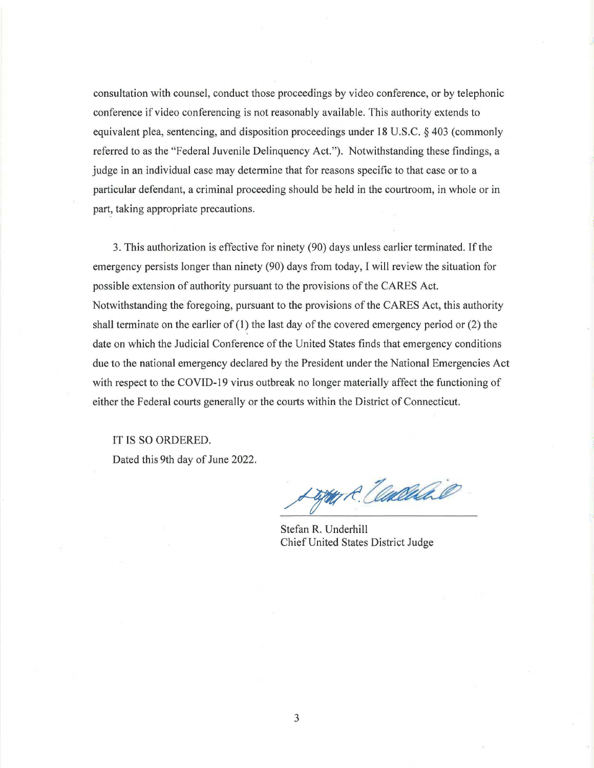consultation with counsel, conduct those proceedings by video conference, or by telephonic conference if video conferencing is not reasonably available. This authority extends to equivalent plea, sentencing, and disposition proceedings under 18 U.S.C. § 403 (commonly referred to as the "Federal Juvenile Delinquency Act."). Notwithstanding these findings, a judge in an individual case may determine that for reasons specific to that case or to a particular defendant, a criminal proceeding should be held in the courtroom, in whole or in part, taking appropriate precautions.

3. This authorization is effective for ninety (90) days unless earlier terminated. If the emergency persists longer than ninety (90) days from today, I will review the situation for possible extension of authority pursuant to the provisions of the CARES Act. Notwithstanding the foregoing, pursuant to the provisions of the CARES Act, this authority shall terminate on the earlier of (1) the last day of the covered emergency period or (2) the date on which the Judicial Conference of the United States finds that emergency conditions due to the national emergency declared by the President under the National Emergencies Act with respect to the COVID-19 virus outbreak no longer materially affect the functioning of either the Federal courts generally or the courts within the District of Connecticut.

IT IS SO ORDERED.

Dated this 9th day of June 2022.

Stefan R. Underhill
Chief United States District Judge